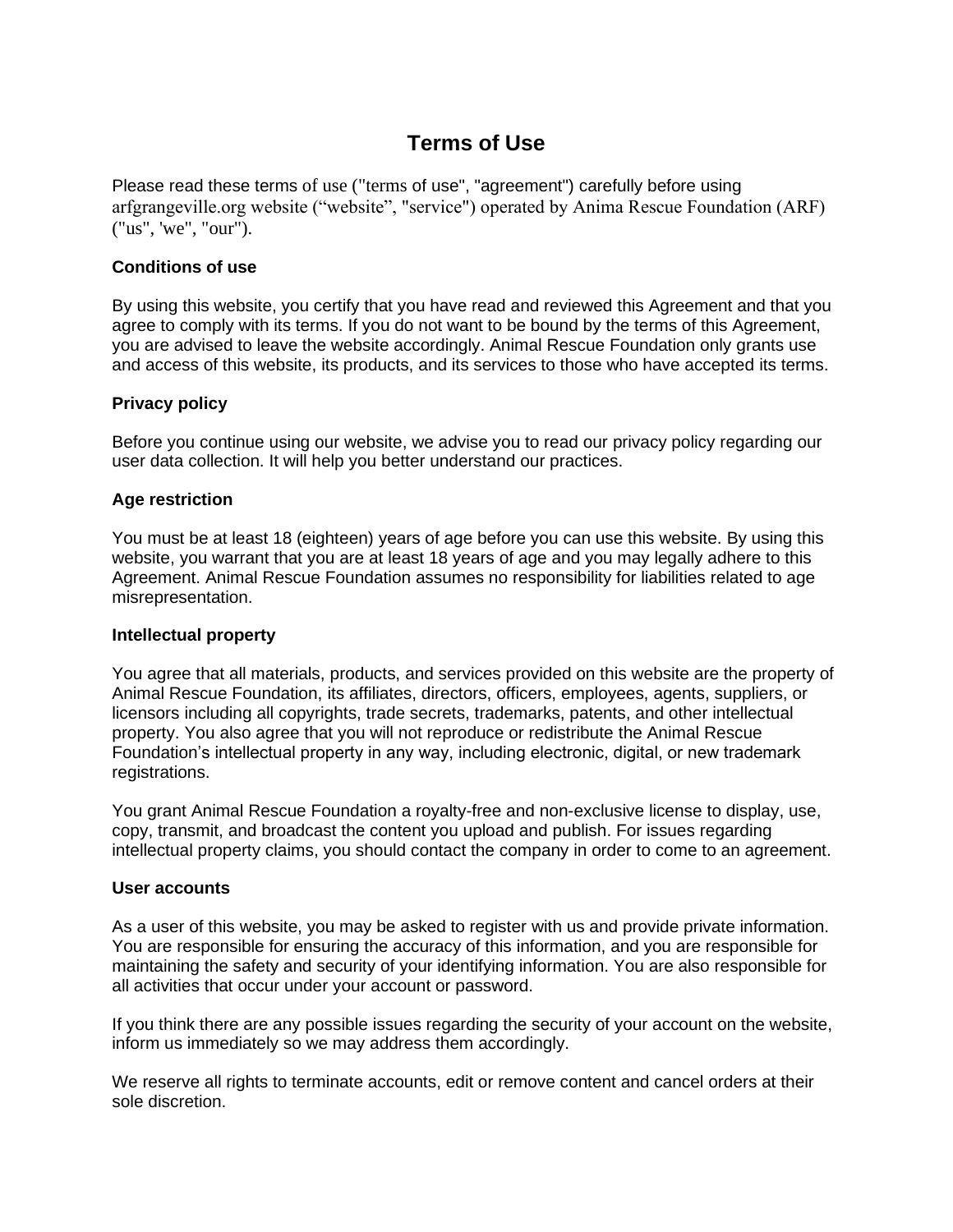# Terms of Use

Please read these terms of use ("terms of use", "agreement") carefully before using arfgrangeville.org website ("website", "service") operated by Anima Rescue Foundation (ARF) ("us", 'we", "our").

**Conditions of use**

By using this website, you certify that you have read and reviewed this Agreement and that you agree to comply with its terms. If you do not want to be bound by the terms of this Agreement, you are advised to leave the website accordingly. Animal Rescue Foundation only grants use and access of this website, its products, and its services to those who have accepted its terms.

**Privacy policy**

Before you continue using our website, we advise you to read our privacy policy regarding our user data collection. It will help you better understand our practices.

**Age restriction**

You must be at least 18 (eighteen) years of age before you can use this website. By using this website, you warrant that you are at least 18 years of age and you may legally adhere to this Agreement. Animal Rescue Foundation assumes no responsibility for liabilities related to age misrepresentation.

**Intellectual property**

You agree that all materials, products, and services provided on this website are the property of Animal Rescue Foundation, its affiliates, directors, officers, employees, agents, suppliers, or licensors including all copyrights, trade secrets, trademarks, patents, and other intellectual property. You also agree that you will not reproduce or redistribute the Animal Rescue Foundation's intellectual property in any way, including electronic, digital, or new trademark registrations.

You grant Animal Rescue Foundation a royalty-free and non-exclusive license to display, use, copy, transmit, and broadcast the content you upload and publish. For issues regarding intellectual property claims, you should contact the company in order to come to an agreement.

**User accounts**

As a user of this website, you may be asked to register with us and provide private information. You are responsible for ensuring the accuracy of this information, and you are responsible for maintaining the safety and security of your identifying information. You are also responsible for all activities that occur under your account or password.

If you think there are any possible issues regarding the security of your account on the website, inform us immediately so we may address them accordingly.

We reserve all rights to terminate accounts, edit or remove content and cancel orders at their sole discretion.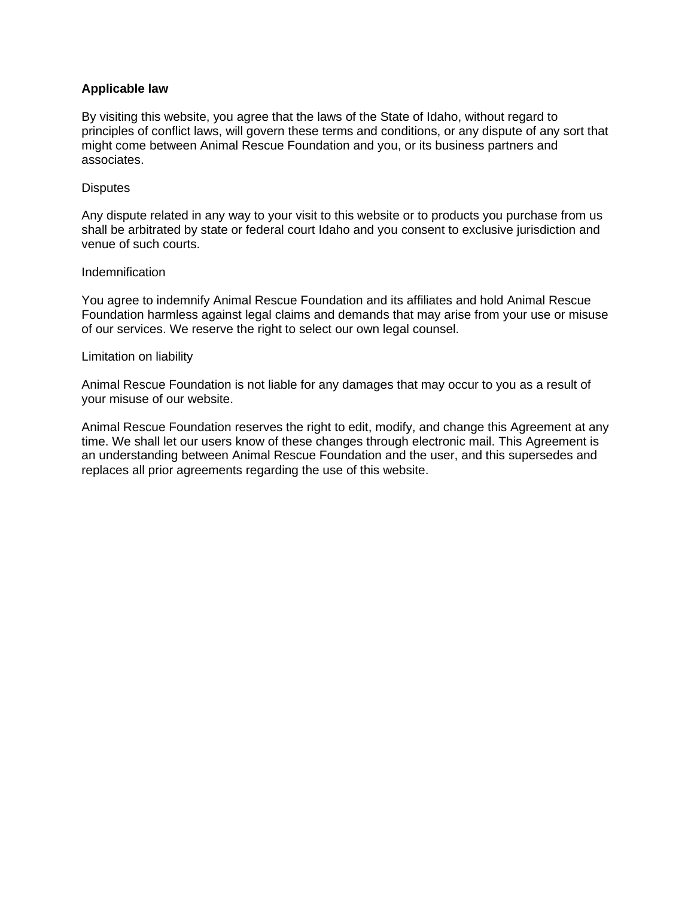**Applicable law**

By visiting this website, you agree that the laws of the State of Idaho, without regard to principles of conflict laws, will govern these terms and conditions, or any dispute of any sort that might come between Animal Rescue Foundation and you, or its business partners and associates.

Disputes

Any dispute related in any way to your visit to this website or to products you purchase from us shall be arbitrated by state or federal court Idaho and you consent to exclusive jurisdiction and venue of such courts.

Indemnification

You agree to indemnify Animal Rescue Foundation and its affiliates and hold Animal Rescue Foundation harmless against legal claims and demands that may arise from your use or misuse of our services. We reserve the right to select our own legal counsel.

Limitation on liability

Animal Rescue Foundation is not liable for any damages that may occur to you as a result of your misuse of our website.

Animal Rescue Foundation reserves the right to edit, modify, and change this Agreement at any time. We shall let our users know of these changes through electronic mail. This Agreement is an understanding between Animal Rescue Foundation and the user, and this supersedes and replaces all prior agreements regarding the use of this website.